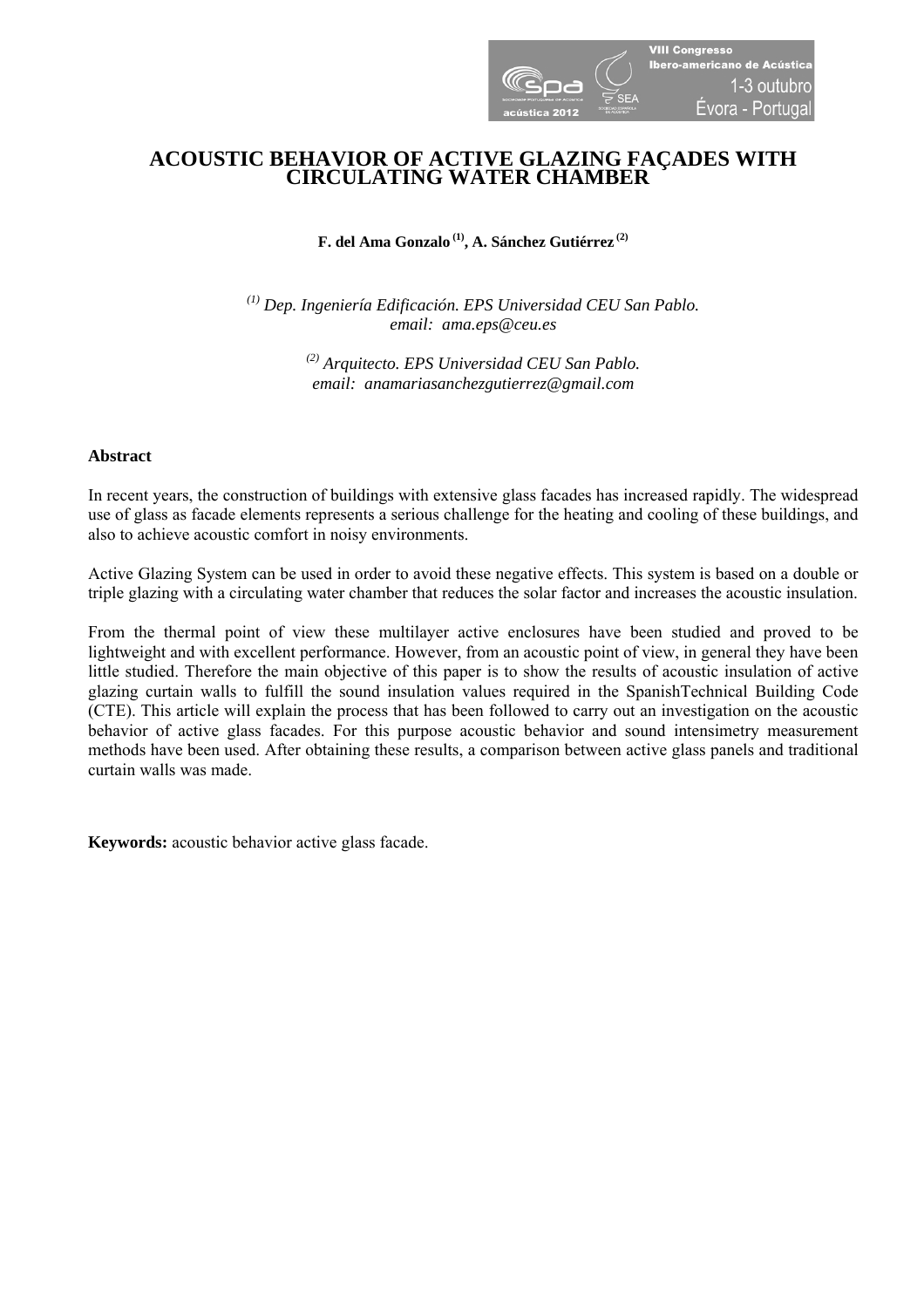# ACOUSTIC BEHAVIOR OF ACTIVE GLAZING FAÇADES WITH CIRCULATING WATER CHAMBER

**F. del Ama Gonzalo [(1)], A. Sánchez Gutiérrez [(2)]**

*[(1)] Dep. Ingeniería Edificación. EPS Universidad CEU San Pablo.*
*email: ama.eps@ceu.es*

*[(2)] Arquitecto. EPS Universidad CEU San Pablo.*
*email: anamariasanchezgutierrez@gmail.com*

## Abstract

In recent years, the construction of buildings with extensive glass facades has increased rapidly. The widespread use of glass as facade elements represents a serious challenge for the heating and cooling of these buildings, and also to achieve acoustic comfort in noisy environments.

Active Glazing System can be used in order to avoid these negative effects. This system is based on a double or triple glazing with a circulating water chamber that reduces the solar factor and increases the acoustic insulation.

From the thermal point of view these multilayer active enclosures have been studied and proved to be lightweight and with excellent performance. However, from an acoustic point of view, in general they have been little studied. Therefore the main objective of this paper is to show the results of acoustic insulation of active glazing curtain walls to fulfill the sound insulation values required in the SpanishTechnical Building Code (CTE). This article will explain the process that has been followed to carry out an investigation on the acoustic behavior of active glass facades. For this purpose acoustic behavior and sound intensimetry measurement methods have been used. After obtaining these results, a comparison between active glass panels and traditional curtain walls was made.

**Keywords:** acoustic behavior active glass facade.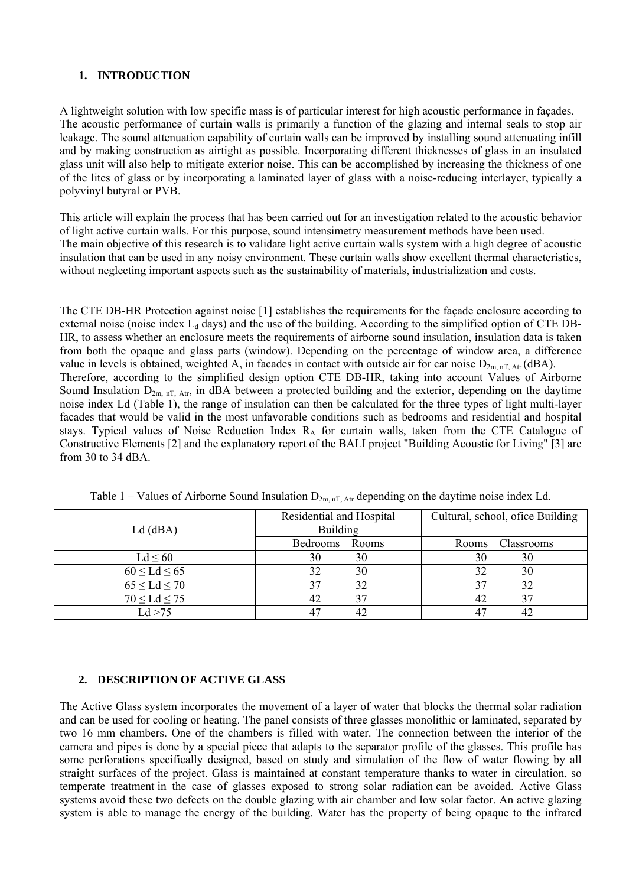## 1. INTRODUCTION

A lightweight solution with low specific mass is of particular interest for high acoustic performance in façades. The acoustic performance of curtain walls is primarily a function of the glazing and internal seals to stop air leakage. The sound attenuation capability of curtain walls can be improved by installing sound attenuating infill and by making construction as airtight as possible. Incorporating different thicknesses of glass in an insulated glass unit will also help to mitigate exterior noise. This can be accomplished by increasing the thickness of one of the lites of glass or by incorporating a laminated layer of glass with a noise-reducing interlayer, typically a polyvinyl butyral or PVB.

This article will explain the process that has been carried out for an investigation related to the acoustic behavior of light active curtain walls. For this purpose, sound intensimetry measurement methods have been used.
The main objective of this research is to validate light active curtain walls system with a high degree of acoustic insulation that can be used in any noisy environment. These curtain walls show excellent thermal characteristics, without neglecting important aspects such as the sustainability of materials, industrialization and costs.

The CTE DB-HR Protection against noise [1] establishes the requirements for the façade enclosure according to external noise (noise index $L_d$ days) and the use of the building. According to the simplified option of CTE DB-HR, to assess whether an enclosure meets the requirements of airborne sound insulation, insulation data is taken from both the opaque and glass parts (window). Depending on the percentage of window area, a difference value in levels is obtained, weighted A, in facades in contact with outside air for car noise $D_{2m, nT, Atr}$ (dBA).
Therefore, according to the simplified design option CTE DB-HR, taking into account Values of Airborne Sound Insulation $D_{2m, nT, Atr}$, in dBA between a protected building and the exterior, depending on the daytime noise index Ld (Table 1), the range of insulation can then be calculated for the three types of light multi-layer facades that would be valid in the most unfavorable conditions such as bedrooms and residential and hospital stays. Typical values of Noise Reduction Index $R_A$ for curtain walls, taken from the CTE Catalogue of Constructive Elements [2] and the explanatory report of the BALI project "Building Acoustic for Living" [3] are from 30 to 34 dBA.

Table 1 – Values of Airborne Sound Insulation $D_{2m, nT, Atr}$ depending on the daytime noise index Ld.

| Ld (dBA) | Residential and Hospital Building | | Cultural, school, ofice Building | |
|---|---|---|---|---|
| | Bedrooms | Rooms | Rooms | Classrooms |
| Ld ≤ 60 | 30 | 30 | 30 | 30 |
| 60 ≤ Ld ≤ 65 | 32 | 30 | 32 | 30 |
| 65 ≤ Ld ≤ 70 | 37 | 32 | 37 | 32 |
| 70 ≤ Ld ≤ 75 | 42 | 37 | 42 | 37 |
| Ld >75 | 47 | 42 | 47 | 42 |

## 2. DESCRIPTION OF ACTIVE GLASS

The Active Glass system incorporates the movement of a layer of water that blocks the thermal solar radiation and can be used for cooling or heating. The panel consists of three glasses monolithic or laminated, separated by two 16 mm chambers. One of the chambers is filled with water. The connection between the interior of the camera and pipes is done by a special piece that adapts to the separator profile of the glasses. This profile has some perforations specifically designed, based on study and simulation of the flow of water flowing by all straight surfaces of the project. Glass is maintained at constant temperature thanks to water in circulation, so temperate treatment in the case of glasses exposed to strong solar radiation can be avoided. Active Glass systems avoid these two defects on the double glazing with air chamber and low solar factor. An active glazing system is able to manage the energy of the building. Water has the property of being opaque to the infrared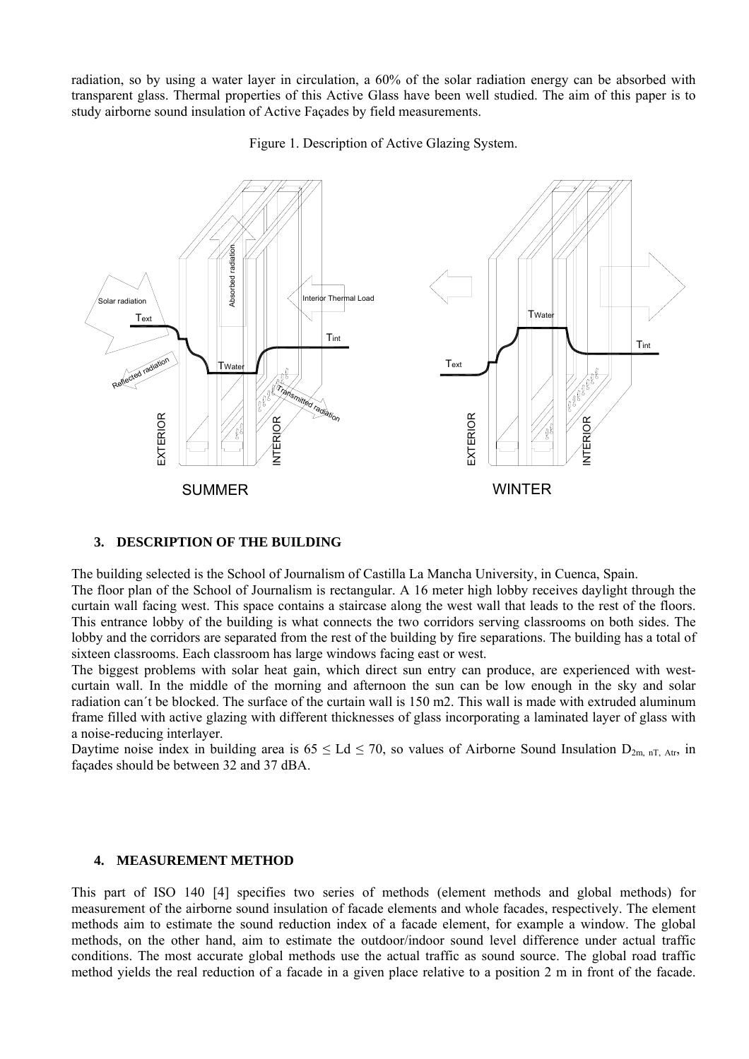radiation, so by using a water layer in circulation, a 60% of the solar radiation energy can be absorbed with transparent glass. Thermal properties of this Active Glass have been well studied. The aim of this paper is to study airborne sound insulation of Active Façades by field measurements.

Figure 1. Description of Active Glazing System.

## 3. DESCRIPTION OF THE BUILDING

The building selected is the School of Journalism of Castilla La Mancha University, in Cuenca, Spain.

The floor plan of the School of Journalism is rectangular. A 16 meter high lobby receives daylight through the curtain wall facing west. This space contains a staircase along the west wall that leads to the rest of the floors. This entrance lobby of the building is what connects the two corridors serving classrooms on both sides. The lobby and the corridors are separated from the rest of the building by fire separations. The building has a total of sixteen classrooms. Each classroom has large windows facing east or west.

The biggest problems with solar heat gain, which direct sun entry can produce, are experienced with west-curtain wall. In the middle of the morning and afternoon the sun can be low enough in the sky and solar radiation can´t be blocked. The surface of the curtain wall is 150 m2. This wall is made with extruded aluminum frame filled with active glazing with different thicknesses of glass incorporating a laminated layer of glass with a noise-reducing interlayer.

Daytime noise index in building area is $65 \leq L_d \leq 70$, so values of Airborne Sound Insulation $D_{2m,\ nT,\ Atr}$, in façades should be between 32 and 37 dBA.

## 4. MEASUREMENT METHOD

This part of ISO 140 [4] specifies two series of methods (element methods and global methods) for measurement of the airborne sound insulation of facade elements and whole facades, respectively. The element methods aim to estimate the sound reduction index of a facade element, for example a window. The global methods, on the other hand, aim to estimate the outdoor/indoor sound level difference under actual traffic conditions. The most accurate global methods use the actual traffic as sound source. The global road traffic method yields the real reduction of a facade in a given place relative to a position 2 m in front of the facade.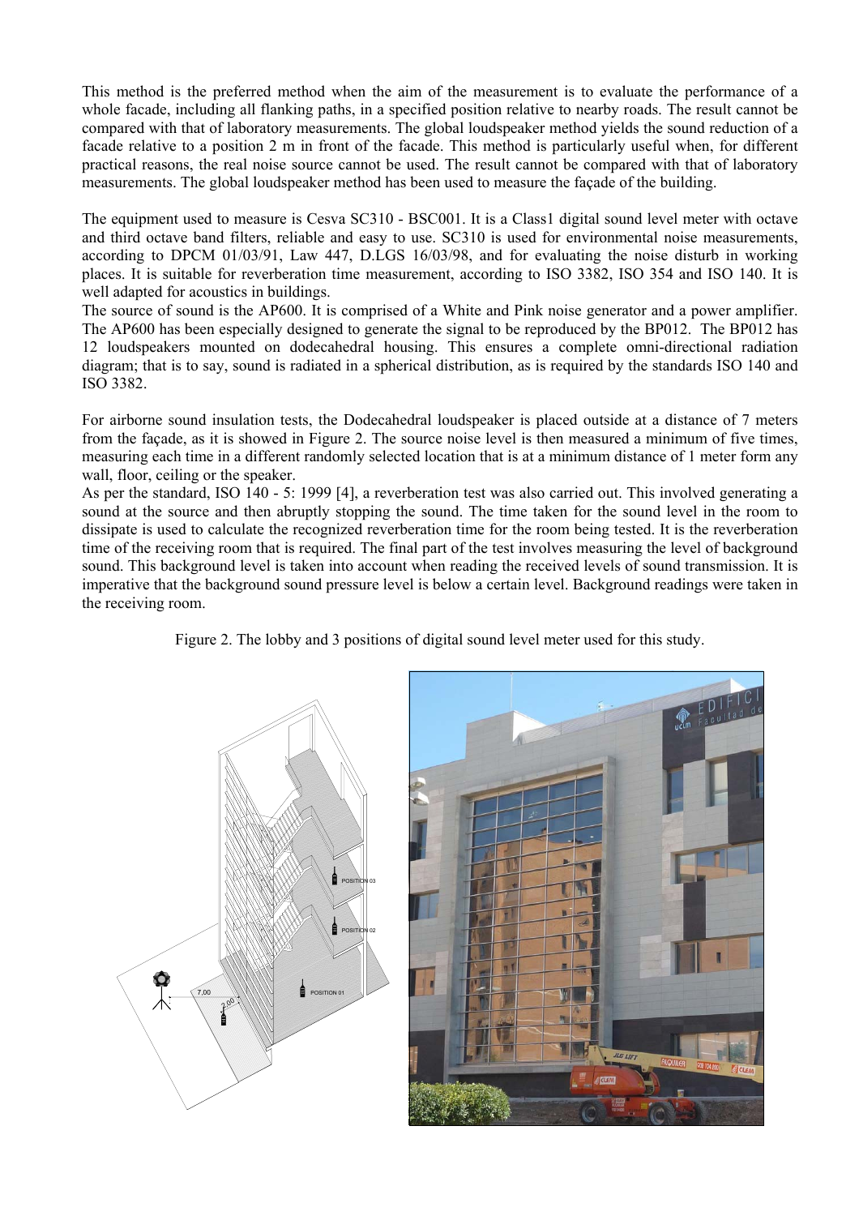This method is the preferred method when the aim of the measurement is to evaluate the performance of a whole facade, including all flanking paths, in a specified position relative to nearby roads. The result cannot be compared with that of laboratory measurements. The global loudspeaker method yields the sound reduction of a facade relative to a position 2 m in front of the facade. This method is particularly useful when, for different practical reasons, the real noise source cannot be used. The result cannot be compared with that of laboratory measurements. The global loudspeaker method has been used to measure the façade of the building.

The equipment used to measure is Cesva SC310 - BSC001. It is a Class1 digital sound level meter with octave and third octave band filters, reliable and easy to use. SC310 is used for environmental noise measurements, according to DPCM 01/03/91, Law 447, D.LGS 16/03/98, and for evaluating the noise disturb in working places. It is suitable for reverberation time measurement, according to ISO 3382, ISO 354 and ISO 140. It is well adapted for acoustics in buildings.

The source of sound is the AP600. It is comprised of a White and Pink noise generator and a power amplifier. The AP600 has been especially designed to generate the signal to be reproduced by the BP012. The BP012 has 12 loudspeakers mounted on dodecahedral housing. This ensures a complete omni-directional radiation diagram; that is to say, sound is radiated in a spherical distribution, as is required by the standards ISO 140 and ISO 3382.

For airborne sound insulation tests, the Dodecahedral loudspeaker is placed outside at a distance of 7 meters from the façade, as it is showed in Figure 2. The source noise level is then measured a minimum of five times, measuring each time in a different randomly selected location that is at a minimum distance of 1 meter form any wall, floor, ceiling or the speaker.

As per the standard, ISO 140 - 5: 1999 [4], a reverberation test was also carried out. This involved generating a sound at the source and then abruptly stopping the sound. The time taken for the sound level in the room to dissipate is used to calculate the recognized reverberation time for the room being tested. It is the reverberation time of the receiving room that is required. The final part of the test involves measuring the level of background sound. This background level is taken into account when reading the received levels of sound transmission. It is imperative that the background sound pressure level is below a certain level. Background readings were taken in the receiving room.

Figure 2. The lobby and 3 positions of digital sound level meter used for this study.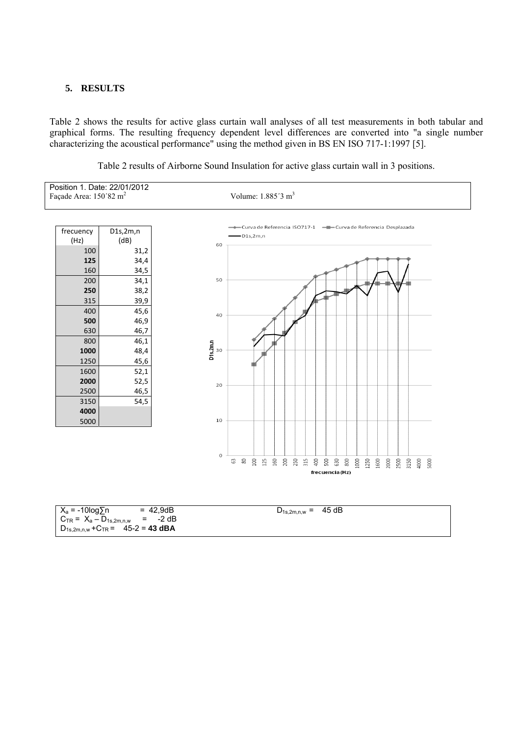## 5. RESULTS

Table 2 shows the results for active glass curtain wall analyses of all test measurements in both tabular and graphical forms. The resulting frequency dependent level differences are converted into "a single number characterizing the acoustical performance" using the method given in BS EN ISO 717-1:1997 [5].

Table 2 results of Airborne Sound Insulation for active glass curtain wall in 3 positions.

Position 1. Date: 22/01/2012
Façade Area: 150´82 m$^2$ Volume: 1.885´3 m$^3$

| frecuency (Hz) | D1s,2m,n (dB) |
|---|---|
| 100 | 31,2 |
| **125** | 34,4 |
| 160 | 34,5 |
| 200 | 34,1 |
| **250** | 38,2 |
| 315 | 39,9 |
| 400 | 45,6 |
| **500** | 46,9 |
| 630 | 46,7 |
| 800 | 46,1 |
| **1000** | 48,4 |
| 1250 | 45,6 |
| 1600 | 52,1 |
| **2000** | 52,5 |
| 2500 | 46,5 |
| 3150 | 54,5 |
| **4000** | |
| 5000 | |

$X_a = -10\log\sum n$ = 42,9dB

$C_{TR} = X_a - D_{1s,2m,n,w}$ = -2 dB

$D_{1s,2m,n,w} + C_{TR}$ = 45-2 = **43 dBA**

$D_{1s,2m,n,w}$ = 45 dB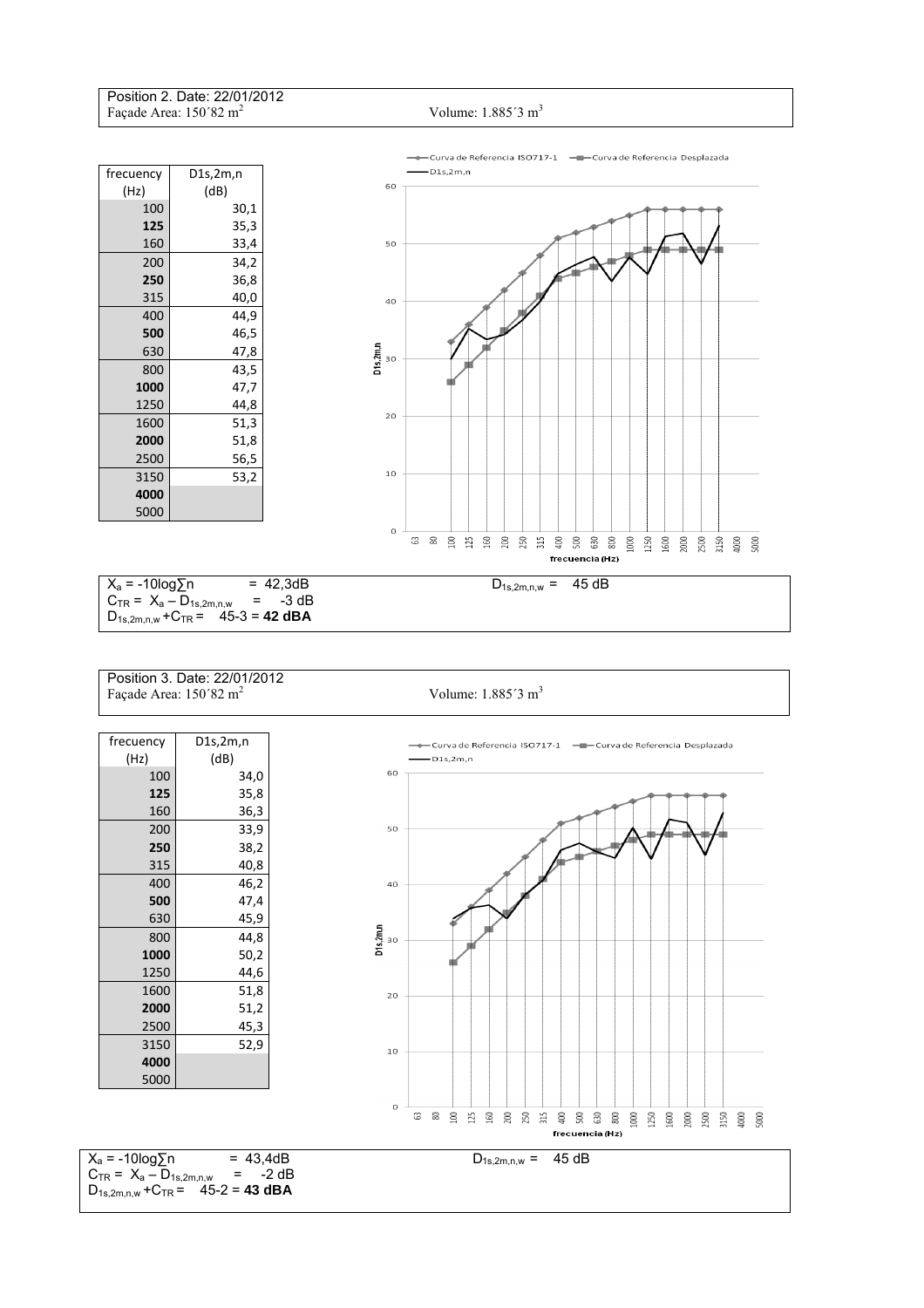Position 2. Date: 22/01/2012

Façade Area: 150´82 m$^2$ Volume: 1.885´3 m$^3$

| frecuency (Hz) | D1s,2m,n (dB) |
|---|---|
| 100 | 30,1 |
| **125** | 35,3 |
| 160 | 33,4 |
| 200 | 34,2 |
| **250** | 36,8 |
| 315 | 40,0 |
| 400 | 44,9 |
| **500** | 46,5 |
| 630 | 47,8 |
| 800 | 43,5 |
| **1000** | 47,7 |
| 1250 | 44,8 |
| 1600 | 51,3 |
| **2000** | 51,8 |
| 2500 | 56,5 |
| 3150 | 53,2 |
| **4000** | |
| 5000 | |

$X_a = -10\log\sum n$ = 42,3dB

$C_{TR} = X_a - D_{1s,2m,n,w}$ = -3 dB

$D_{1s,2m,n,w} + C_{TR}$ = 45-3 = **42 dBA**

$D_{1s,2m,n,w}$ = 45 dB

Position 3. Date: 22/01/2012

Façade Area: 150´82 m$^2$ Volume: 1.885´3 m$^3$

| frecuency (Hz) | D1s,2m,n (dB) |
|---|---|
| 100 | 34,0 |
| **125** | 35,8 |
| 160 | 36,3 |
| 200 | 33,9 |
| **250** | 38,2 |
| 315 | 40,8 |
| 400 | 46,2 |
| **500** | 47,4 |
| 630 | 45,9 |
| 800 | 44,8 |
| **1000** | 50,2 |
| 1250 | 44,6 |
| 1600 | 51,8 |
| **2000** | 51,2 |
| 2500 | 45,3 |
| 3150 | 52,9 |
| **4000** | |
| 5000 | |

$X_a = -10\log\sum n$ = 43,4dB

$C_{TR} = X_a - D_{1s,2m,n,w}$ = -2 dB

$D_{1s,2m,n,w} + C_{TR}$ = 45-2 = **43 dBA**

$D_{1s,2m,n,w}$ = 45 dB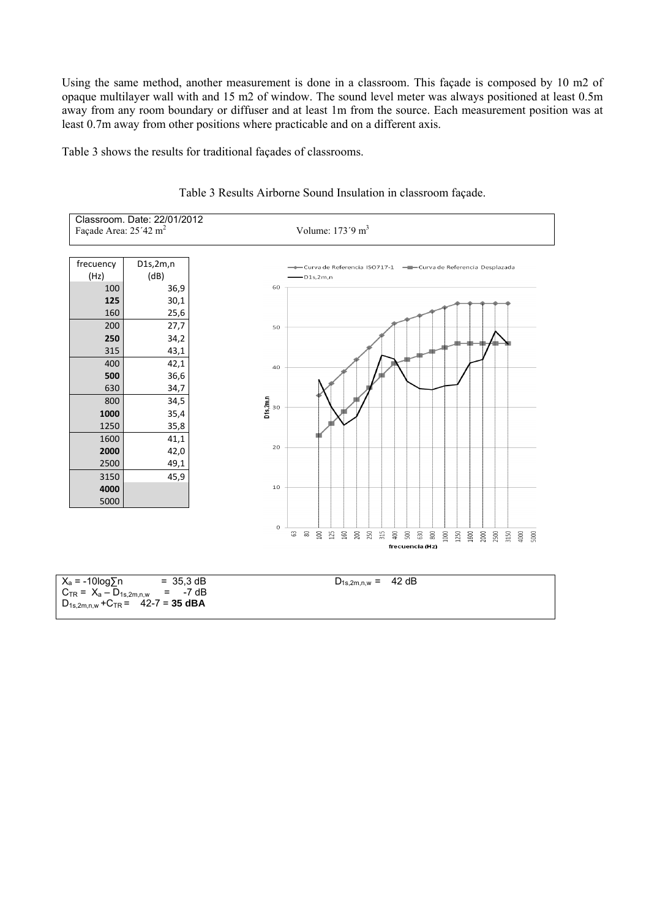Using the same method, another measurement is done in a classroom. This façade is composed by 10 m2 of opaque multilayer wall with and 15 m2 of window. The sound level meter was always positioned at least 0.5m away from any room boundary or diffuser and at least 1m from the source. Each measurement position was at least 0.7m away from other positions where practicable and on a different axis.

Table 3 shows the results for traditional façades of classrooms.

Table 3 Results Airborne Sound Insulation in classroom façade.

Classroom. Date: 22/01/2012

Façade Area: 25´42 m$^2$ Volume: 173´9 m$^3$

| frecuency (Hz) | D1s,2m,n (dB) |
|---|---|
| 100 | 36,9 |
| **125** | 30,1 |
| 160 | 25,6 |
| 200 | 27,7 |
| **250** | 34,2 |
| 315 | 43,1 |
| 400 | 42,1 |
| **500** | 36,6 |
| 630 | 34,7 |
| 800 | 34,5 |
| **1000** | 35,4 |
| 1250 | 35,8 |
| 1600 | 41,1 |
| **2000** | 42,0 |
| 2500 | 49,1 |
| 3150 | 45,9 |
| **4000** | |
| 5000 | |

$X_a = -10\log\sum n$ = 35,3 dB

$C_{TR} = X_a - D_{1s,2m,n,w}$ = -7 dB

$D_{1s,2m,n,w} + C_{TR}$ = 42-7 = **35 dBA**

$D_{1s,2m,n,w}$ = 42 dB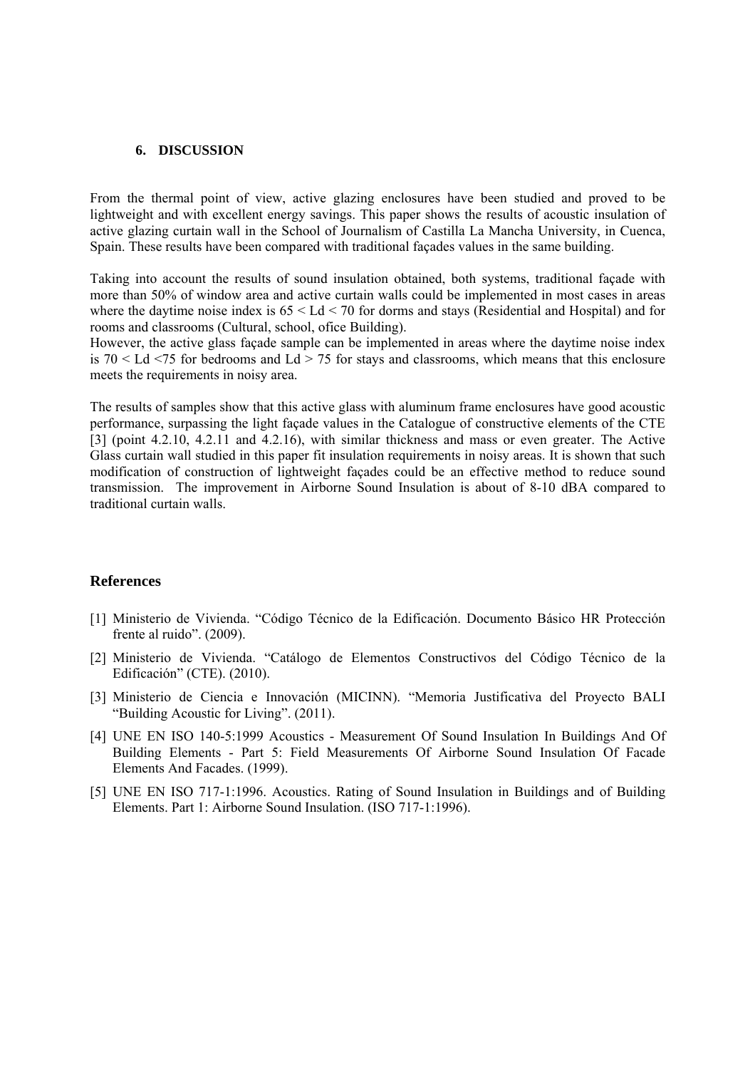## 6. DISCUSSION

From the thermal point of view, active glazing enclosures have been studied and proved to be lightweight and with excellent energy savings. This paper shows the results of acoustic insulation of active glazing curtain wall in the School of Journalism of Castilla La Mancha University, in Cuenca, Spain. These results have been compared with traditional façades values in the same building.

Taking into account the results of sound insulation obtained, both systems, traditional façade with more than 50% of window area and active curtain walls could be implemented in most cases in areas where the daytime noise index is 65 < Ld < 70 for dorms and stays (Residential and Hospital) and for rooms and classrooms (Cultural, school, ofice Building).
However, the active glass façade sample can be implemented in areas where the daytime noise index is 70 < Ld <75 for bedrooms and Ld > 75 for stays and classrooms, which means that this enclosure meets the requirements in noisy area.

The results of samples show that this active glass with aluminum frame enclosures have good acoustic performance, surpassing the light façade values in the Catalogue of constructive elements of the CTE [3] (point 4.2.10, 4.2.11 and 4.2.16), with similar thickness and mass or even greater. The Active Glass curtain wall studied in this paper fit insulation requirements in noisy areas. It is shown that such modification of construction of lightweight façades could be an effective method to reduce sound transmission. The improvement in Airborne Sound Insulation is about of 8-10 dBA compared to traditional curtain walls.

## References

[1] Ministerio de Vivienda. "Código Técnico de la Edificación. Documento Básico HR Protección frente al ruido". (2009).

[2] Ministerio de Vivienda. "Catálogo de Elementos Constructivos del Código Técnico de la Edificación" (CTE). (2010).

[3] Ministerio de Ciencia e Innovación (MICINN). "Memoria Justificativa del Proyecto BALI "Building Acoustic for Living". (2011).

[4] UNE EN ISO 140-5:1999 Acoustics - Measurement Of Sound Insulation In Buildings And Of Building Elements - Part 5: Field Measurements Of Airborne Sound Insulation Of Facade Elements And Facades. (1999).

[5] UNE EN ISO 717-1:1996. Acoustics. Rating of Sound Insulation in Buildings and of Building Elements. Part 1: Airborne Sound Insulation. (ISO 717-1:1996).